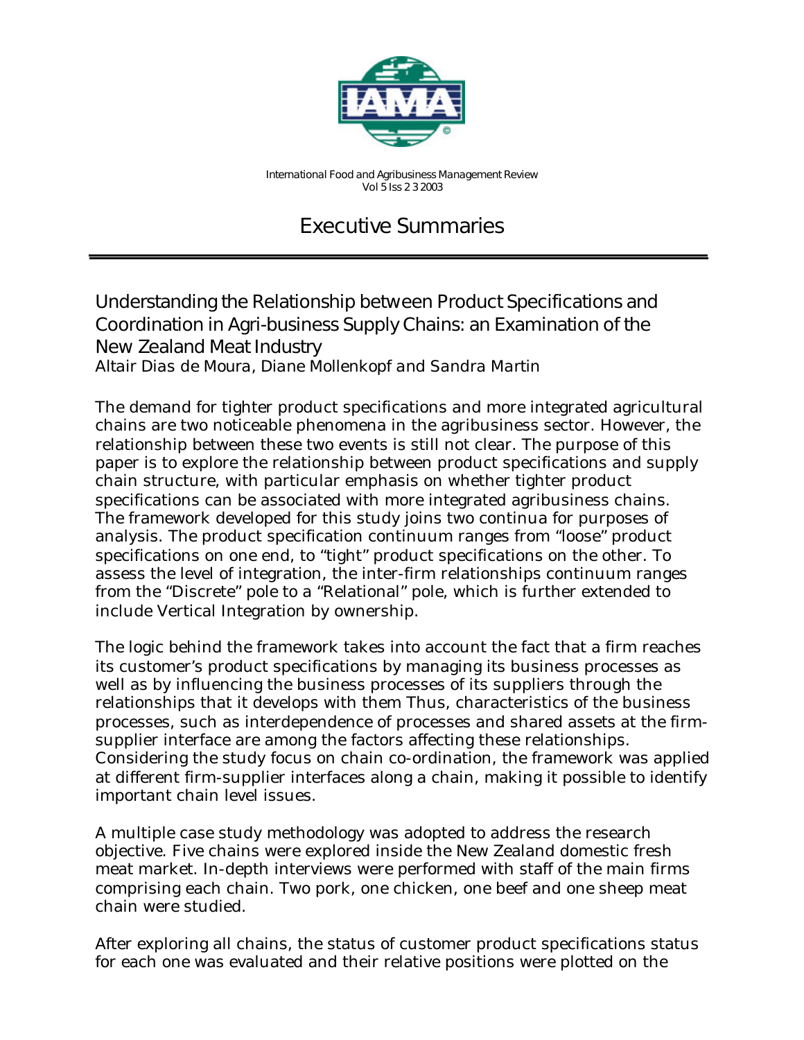International Food and Agribusiness Management Review
Vol 5 Iss 2 3 2003

# Executive Summaries

## Understanding the Relationship between Product Specifications and Coordination in Agri-business Supply Chains: an Examination of the New Zealand Meat Industry

*Altair Dias de Moura, Diane Mollenkopf and Sandra Martin*

The demand for tighter product specifications and more integrated agricultural chains are two noticeable phenomena in the agribusiness sector. However, the relationship between these two events is still not clear. The purpose of this paper is to explore the relationship between product specifications and supply chain structure, with particular emphasis on whether tighter product specifications can be associated with more integrated agribusiness chains. The framework developed for this study joins two continua for purposes of analysis. The product specification continuum ranges from "loose" product specifications on one end, to "tight" product specifications on the other. To assess the level of integration, the inter-firm relationships continuum ranges from the "Discrete" pole to a "Relational" pole, which is further extended to include Vertical Integration by ownership.

The logic behind the framework takes into account the fact that a firm reaches its customer's product specifications by managing its business processes as well as by influencing the business processes of its suppliers through the relationships that it develops with them Thus, characteristics of the business processes, such as interdependence of processes and shared assets at the firm-supplier interface are among the factors affecting these relationships. Considering the study focus on chain co-ordination, the framework was applied at different firm-supplier interfaces along a chain, making it possible to identify important chain level issues.

A multiple case study methodology was adopted to address the research objective. Five chains were explored inside the New Zealand domestic fresh meat market. In-depth interviews were performed with staff of the main firms comprising each chain. Two pork, one chicken, one beef and one sheep meat chain were studied.

After exploring all chains, the status of customer product specifications status for each one was evaluated and their relative positions were plotted on the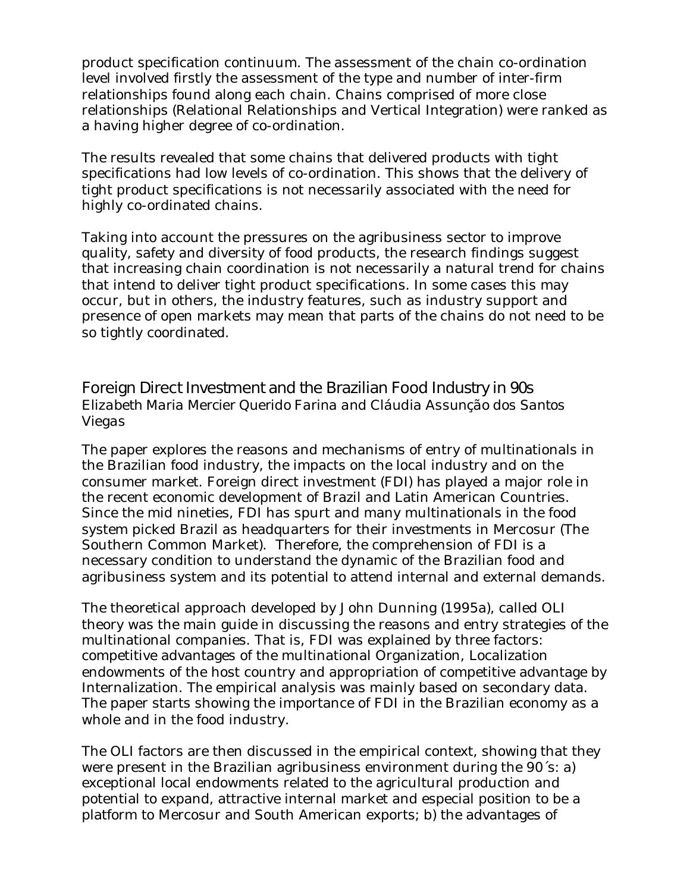product specification continuum. The assessment of the chain co-ordination level involved firstly the assessment of the type and number of inter-firm relationships found along each chain. Chains comprised of more close relationships (Relational Relationships and Vertical Integration) were ranked as a having higher degree of co-ordination.

The results revealed that some chains that delivered products with tight specifications had low levels of co-ordination. This shows that the delivery of tight product specifications is not necessarily associated with the need for highly co-ordinated chains.

Taking into account the pressures on the agribusiness sector to improve quality, safety and diversity of food products, the research findings suggest that increasing chain coordination is not necessarily a natural trend for chains that intend to deliver tight product specifications. In some cases this may occur, but in others, the industry features, such as industry support and presence of open markets may mean that parts of the chains do not need to be so tightly coordinated.

## Foreign Direct Investment and the Brazilian Food Industry in 90s

*Elizabeth Maria Mercier Querido Farina and Cláudia Assunção dos Santos Viegas*

The paper explores the reasons and mechanisms of entry of multinationals in the Brazilian food industry, the impacts on the local industry and on the consumer market. Foreign direct investment (FDI) has played a major role in the recent economic development of Brazil and Latin American Countries. Since the mid nineties, FDI has spurt and many multinationals in the food system picked Brazil as headquarters for their investments in Mercosur (The Southern Common Market). Therefore, the comprehension of FDI is a necessary condition to understand the dynamic of the Brazilian food and agribusiness system and its potential to attend internal and external demands.

The theoretical approach developed by John Dunning (1995a), called OLI theory was the main guide in discussing the reasons and entry strategies of the multinational companies. That is, FDI was explained by three factors: competitive advantages of the multinational Organization, Localization endowments of the host country and appropriation of competitive advantage by Internalization. The empirical analysis was mainly based on secondary data. The paper starts showing the importance of FDI in the Brazilian economy as a whole and in the food industry.

The OLI factors are then discussed in the empirical context, showing that they were present in the Brazilian agribusiness environment during the 90´s: a) exceptional local endowments related to the agricultural production and potential to expand, attractive internal market and especial position to be a platform to Mercosur and South American exports; b) the advantages of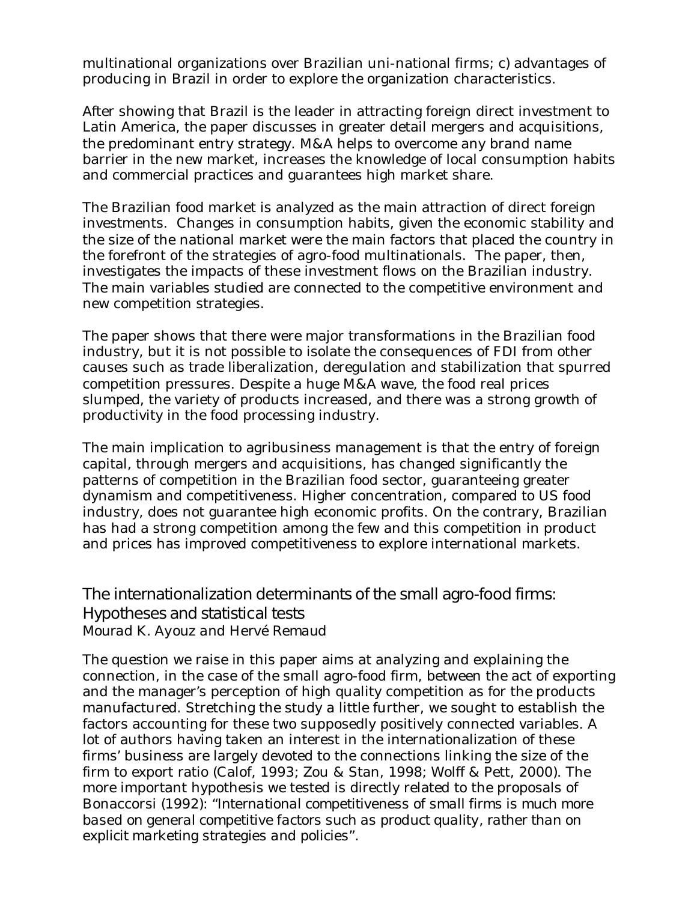multinational organizations over Brazilian uni-national firms; c) advantages of producing in Brazil in order to explore the organization characteristics.

After showing that Brazil is the leader in attracting foreign direct investment to Latin America, the paper discusses in greater detail mergers and acquisitions, the predominant entry strategy. M&A helps to overcome any brand name barrier in the new market, increases the knowledge of local consumption habits and commercial practices and guarantees high market share.

The Brazilian food market is analyzed as the main attraction of direct foreign investments. Changes in consumption habits, given the economic stability and the size of the national market were the main factors that placed the country in the forefront of the strategies of agro-food multinationals. The paper, then, investigates the impacts of these investment flows on the Brazilian industry. The main variables studied are connected to the competitive environment and new competition strategies.

The paper shows that there were major transformations in the Brazilian food industry, but it is not possible to isolate the consequences of FDI from other causes such as trade liberalization, deregulation and stabilization that spurred competition pressures. Despite a huge M&A wave, the food real prices slumped, the variety of products increased, and there was a strong growth of productivity in the food processing industry.

The main implication to agribusiness management is that the entry of foreign capital, through mergers and acquisitions, has changed significantly the patterns of competition in the Brazilian food sector, guaranteeing greater dynamism and competitiveness. Higher concentration, compared to US food industry, does not guarantee high economic profits. On the contrary, Brazilian has had a strong competition among the few and this competition in product and prices has improved competitiveness to explore international markets.

## The internationalization determinants of the small agro-food firms: Hypotheses and statistical tests

*Mourad K. Ayouz and Hervé Remaud*

The question we raise in this paper aims at analyzing and explaining the connection, in the case of the small agro-food firm, between the act of exporting and the manager's perception of high quality competition as for the products manufactured. Stretching the study a little further, we sought to establish the factors accounting for these two supposedly positively connected variables. A lot of authors having taken an interest in the internationalization of these firms' business are largely devoted to the connections linking the size of the firm to export ratio (Calof, 1993; Zou & Stan, 1998; Wolff & Pett, 2000). The more important hypothesis we tested is directly related to the proposals of Bonaccorsi (1992): "*International competitiveness of small firms is much more based on general competitive factors such as product quality, rather than on explicit marketing strategies and policies*".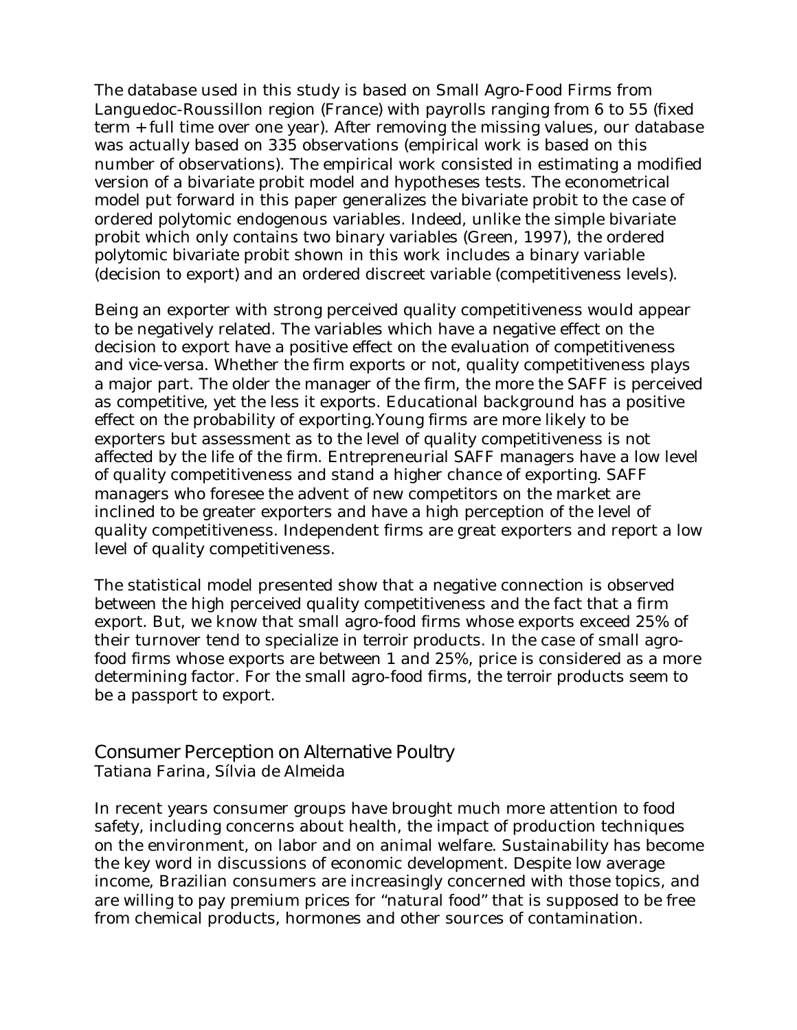The database used in this study is based on Small Agro-Food Firms from Languedoc-Roussillon region (France) with payrolls ranging from 6 to 55 (fixed term + full time over one year). After removing the missing values, our database was actually based on 335 observations (empirical work is based on this number of observations). The empirical work consisted in estimating a modified version of a bivariate probit model and hypotheses tests. The econometrical model put forward in this paper generalizes the bivariate probit to the case of ordered polytomic endogenous variables. Indeed, unlike the simple bivariate probit which only contains two binary variables (Green, 1997), the ordered polytomic bivariate probit shown in this work includes a binary variable (decision to export) and an ordered discreet variable (competitiveness levels).

Being an exporter with strong perceived quality competitiveness would appear to be negatively related. The variables which have a negative effect on the decision to export have a positive effect on the evaluation of competitiveness and vice-versa. Whether the firm exports or not, quality competitiveness plays a major part. The older the manager of the firm, the more the SAFF is perceived as competitive, yet the less it exports. Educational background has a positive effect on the probability of exporting.Young firms are more likely to be exporters but assessment as to the level of quality competitiveness is not affected by the life of the firm. Entrepreneurial SAFF managers have a low level of quality competitiveness and stand a higher chance of exporting. SAFF managers who foresee the advent of new competitors on the market are inclined to be greater exporters and have a high perception of the level of quality competitiveness. Independent firms are great exporters and report a low level of quality competitiveness.

The statistical model presented show that a negative connection is observed between the high perceived quality competitiveness and the fact that a firm export. But, we know that small agro-food firms whose exports exceed 25% of their turnover tend to specialize in terroir products. In the case of small agro-food firms whose exports are between 1 and 25%, price is considered as a more determining factor. For the small agro-food firms, the terroir products seem to be a passport to export.

## Consumer Perception on Alternative Poultry

Tatiana Farina, Sílvia de Almeida

In recent years consumer groups have brought much more attention to food safety, including concerns about health, the impact of production techniques on the environment, on labor and on animal welfare. Sustainability has become the key word in discussions of economic development. Despite low average income, Brazilian consumers are increasingly concerned with those topics, and are willing to pay premium prices for "natural food" that is supposed to be free from chemical products, hormones and other sources of contamination.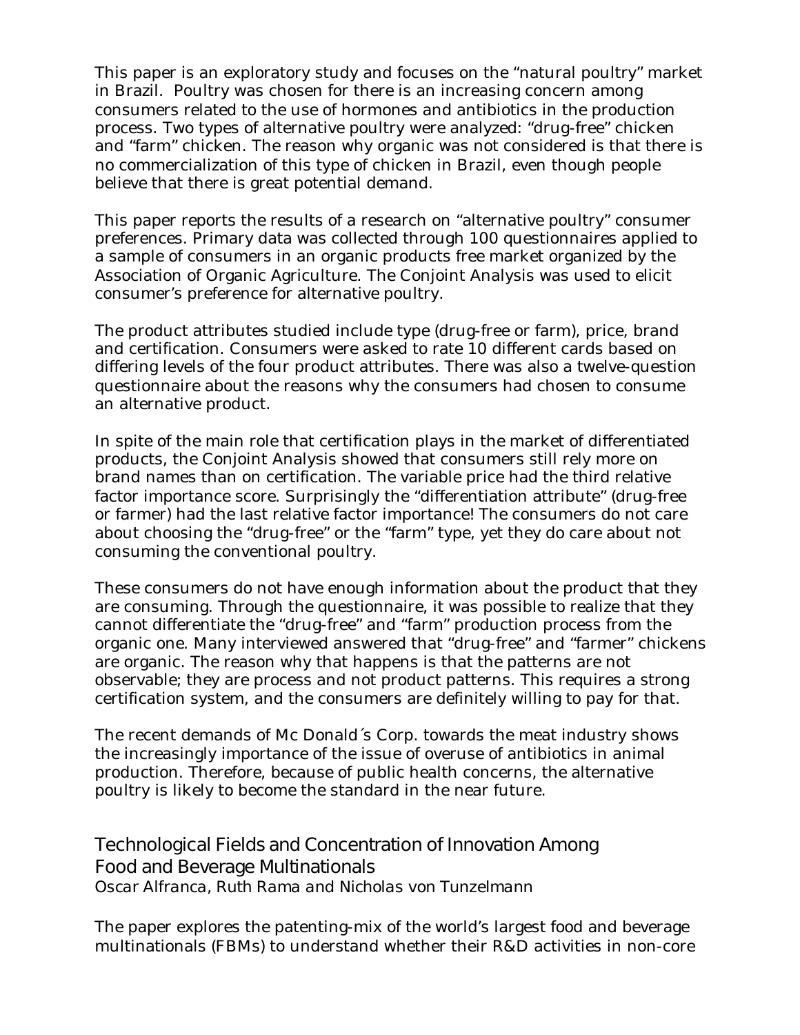This paper is an exploratory study and focuses on the "natural poultry" market in Brazil. Poultry was chosen for there is an increasing concern among consumers related to the use of hormones and antibiotics in the production process. Two types of alternative poultry were analyzed: "drug-free" chicken and "farm" chicken. The reason why organic was not considered is that there is no commercialization of this type of chicken in Brazil, even though people believe that there is great potential demand.

This paper reports the results of a research on "alternative poultry" consumer preferences. Primary data was collected through 100 questionnaires applied to a sample of consumers in an organic products free market organized by the Association of Organic Agriculture. The Conjoint Analysis was used to elicit consumer's preference for alternative poultry.

The product attributes studied include type (drug-free or farm), price, brand and certification. Consumers were asked to rate 10 different cards based on differing levels of the four product attributes. There was also a twelve-question questionnaire about the reasons why the consumers had chosen to consume an alternative product.

In spite of the main role that certification plays in the market of differentiated products, the Conjoint Analysis showed that consumers still rely more on brand names than on certification. The variable price had the third relative factor importance score. Surprisingly the "differentiation attribute" (drug-free or farmer) had the last relative factor importance! The consumers do not care about choosing the "drug-free" or the "farm" type, yet they do care about not consuming the conventional poultry.

These consumers do not have enough information about the product that they are consuming. Through the questionnaire, it was possible to realize that they cannot differentiate the "drug-free" and "farm" production process from the organic one. Many interviewed answered that "drug-free" and "farmer" chickens are organic. The reason why that happens is that the patterns are not observable; they are process and not product patterns. This requires a strong certification system, and the consumers are definitely willing to pay for that.

The recent demands of Mc Donald´s Corp. towards the meat industry shows the increasingly importance of the issue of overuse of antibiotics in animal production. Therefore, because of public health concerns, the alternative poultry is likely to become the standard in the near future.

## Technological Fields and Concentration of Innovation Among Food and Beverage Multinationals

*Oscar Alfranca, Ruth Rama and Nicholas von Tunzelmann*

The paper explores the patenting-mix of the world's largest food and beverage multinationals (FBMs) to understand whether their R&D activities in non-core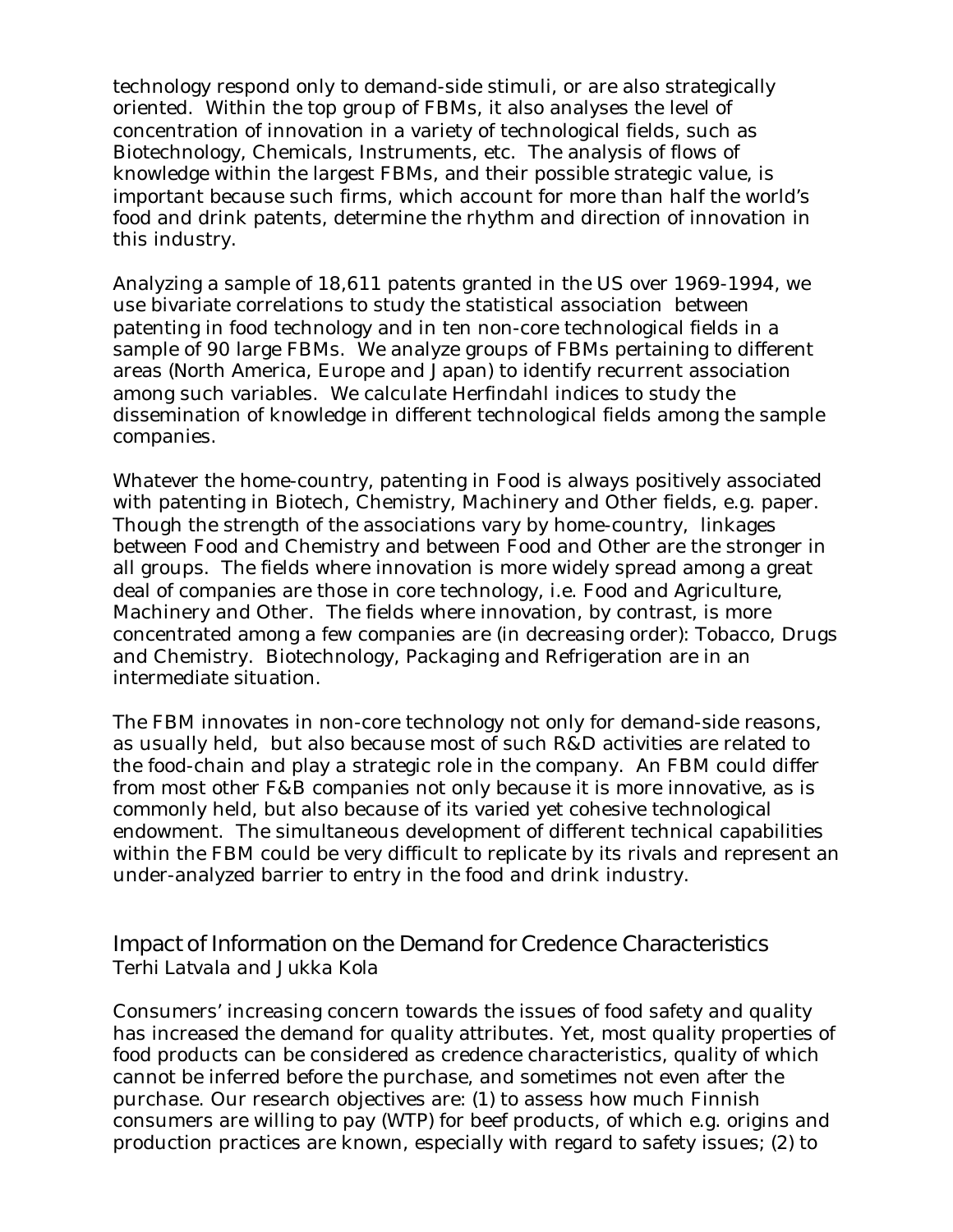technology respond only to demand-side stimuli, or are also strategically oriented. Within the top group of FBMs, it also analyses the level of concentration of innovation in a variety of technological fields, such as Biotechnology, Chemicals, Instruments, etc. The analysis of flows of knowledge within the largest FBMs, and their possible strategic value, is important because such firms, which account for more than half the world's food and drink patents, determine the rhythm and direction of innovation in this industry.

Analyzing a sample of 18,611 patents granted in the US over 1969-1994, we use bivariate correlations to study the statistical association between patenting in food technology and in ten non-core technological fields in a sample of 90 large FBMs. We analyze groups of FBMs pertaining to different areas (North America, Europe and Japan) to identify recurrent association among such variables. We calculate Herfindahl indices to study the dissemination of knowledge in different technological fields among the sample companies.

Whatever the home-country, patenting in Food is always positively associated with patenting in Biotech, Chemistry, Machinery and Other fields, e.g. paper. Though the strength of the associations vary by home-country, linkages between Food and Chemistry and between Food and Other are the stronger in all groups. The fields where innovation is more widely spread among a great deal of companies are those in core technology, i.e. Food and Agriculture, Machinery and Other. The fields where innovation, by contrast, is more concentrated among a few companies are (in decreasing order): Tobacco, Drugs and Chemistry. Biotechnology, Packaging and Refrigeration are in an intermediate situation.

The FBM innovates in non-core technology not only for demand-side reasons, as usually held, but also because most of such R&D activities are related to the food-chain and play a strategic role in the company. An FBM could differ from most other F&B companies not only because it is more innovative, as is commonly held, but also because of its varied yet cohesive technological endowment. The simultaneous development of different technical capabilities within the FBM could be very difficult to replicate by its rivals and represent an under-analyzed barrier to entry in the food and drink industry.

## Impact of Information on the Demand for Credence Characteristics

Terhi Latvala and Jukka Kola

Consumers' increasing concern towards the issues of food safety and quality has increased the demand for quality attributes. Yet, most quality properties of food products can be considered as credence characteristics, quality of which cannot be inferred before the purchase, and sometimes not even after the purchase. Our research objectives are: (1) to assess how much Finnish consumers are willing to pay (WTP) for beef products, of which e.g. origins and production practices are known, especially with regard to safety issues; (2) to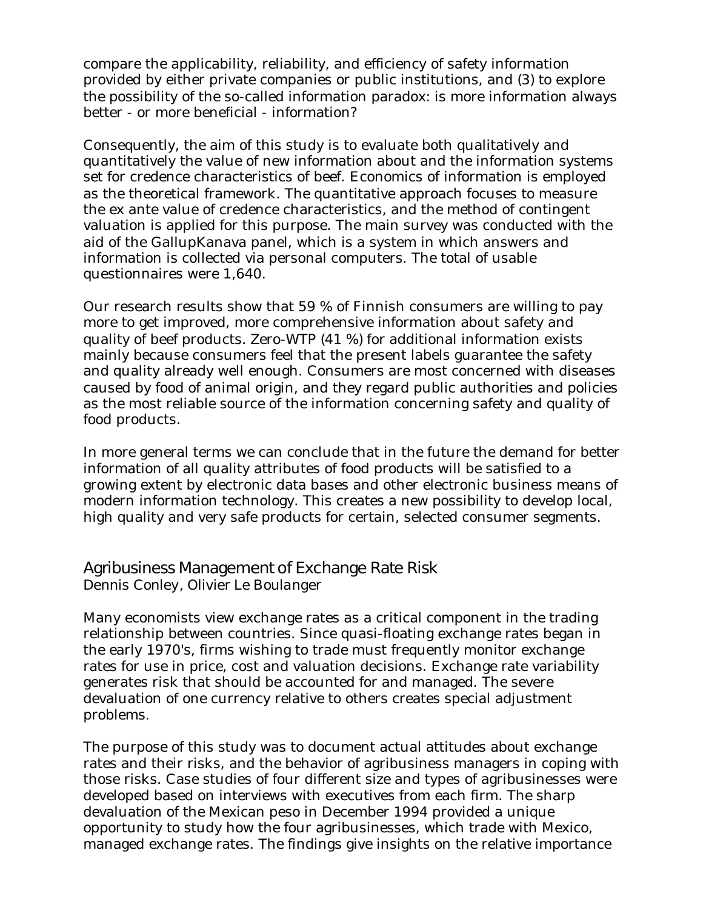compare the applicability, reliability, and efficiency of safety information provided by either private companies or public institutions, and (3) to explore the possibility of the so-called information paradox: is more information always better - or more beneficial - information?

Consequently, the aim of this study is to evaluate both qualitatively and quantitatively the value of new information about and the information systems set for credence characteristics of beef. Economics of information is employed as the theoretical framework. The quantitative approach focuses to measure the ex ante value of credence characteristics, and the method of contingent valuation is applied for this purpose. The main survey was conducted with the aid of the GallupKanava panel, which is a system in which answers and information is collected via personal computers. The total of usable questionnaires were 1,640.

Our research results show that 59 % of Finnish consumers are willing to pay more to get improved, more comprehensive information about safety and quality of beef products. Zero-WTP (41 %) for additional information exists mainly because consumers feel that the present labels guarantee the safety and quality already well enough. Consumers are most concerned with diseases caused by food of animal origin, and they regard public authorities and policies as the most reliable source of the information concerning safety and quality of food products.

In more general terms we can conclude that in the future the demand for better information of all quality attributes of food products will be satisfied to a growing extent by electronic data bases and other electronic business means of modern information technology. This creates a new possibility to develop local, high quality and very safe products for certain, selected consumer segments.

## Agribusiness Management of Exchange Rate Risk

Dennis Conley, Olivier Le Boulanger

Many economists view exchange rates as a critical component in the trading relationship between countries. Since quasi-floating exchange rates began in the early 1970's, firms wishing to trade must frequently monitor exchange rates for use in price, cost and valuation decisions. Exchange rate variability generates risk that should be accounted for and managed. The severe devaluation of one currency relative to others creates special adjustment problems.

The purpose of this study was to document actual attitudes about exchange rates and their risks, and the behavior of agribusiness managers in coping with those risks. Case studies of four different size and types of agribusinesses were developed based on interviews with executives from each firm. The sharp devaluation of the Mexican peso in December 1994 provided a unique opportunity to study how the four agribusinesses, which trade with Mexico, managed exchange rates. The findings give insights on the relative importance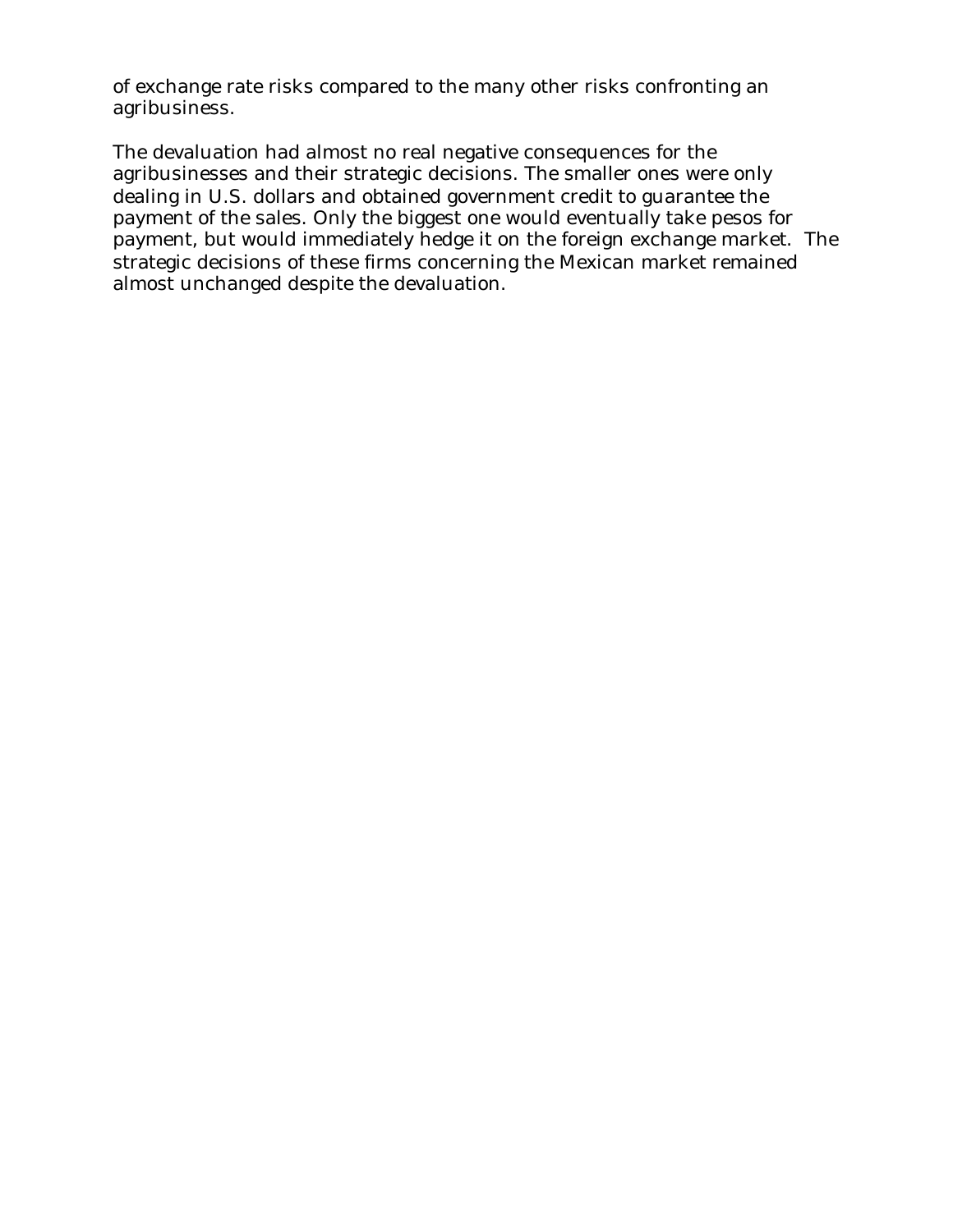of exchange rate risks compared to the many other risks confronting an agribusiness.

The devaluation had almost no real negative consequences for the agribusinesses and their strategic decisions. The smaller ones were only dealing in U.S. dollars and obtained government credit to guarantee the payment of the sales. Only the biggest one would eventually take pesos for payment, but would immediately hedge it on the foreign exchange market. The strategic decisions of these firms concerning the Mexican market remained almost unchanged despite the devaluation.